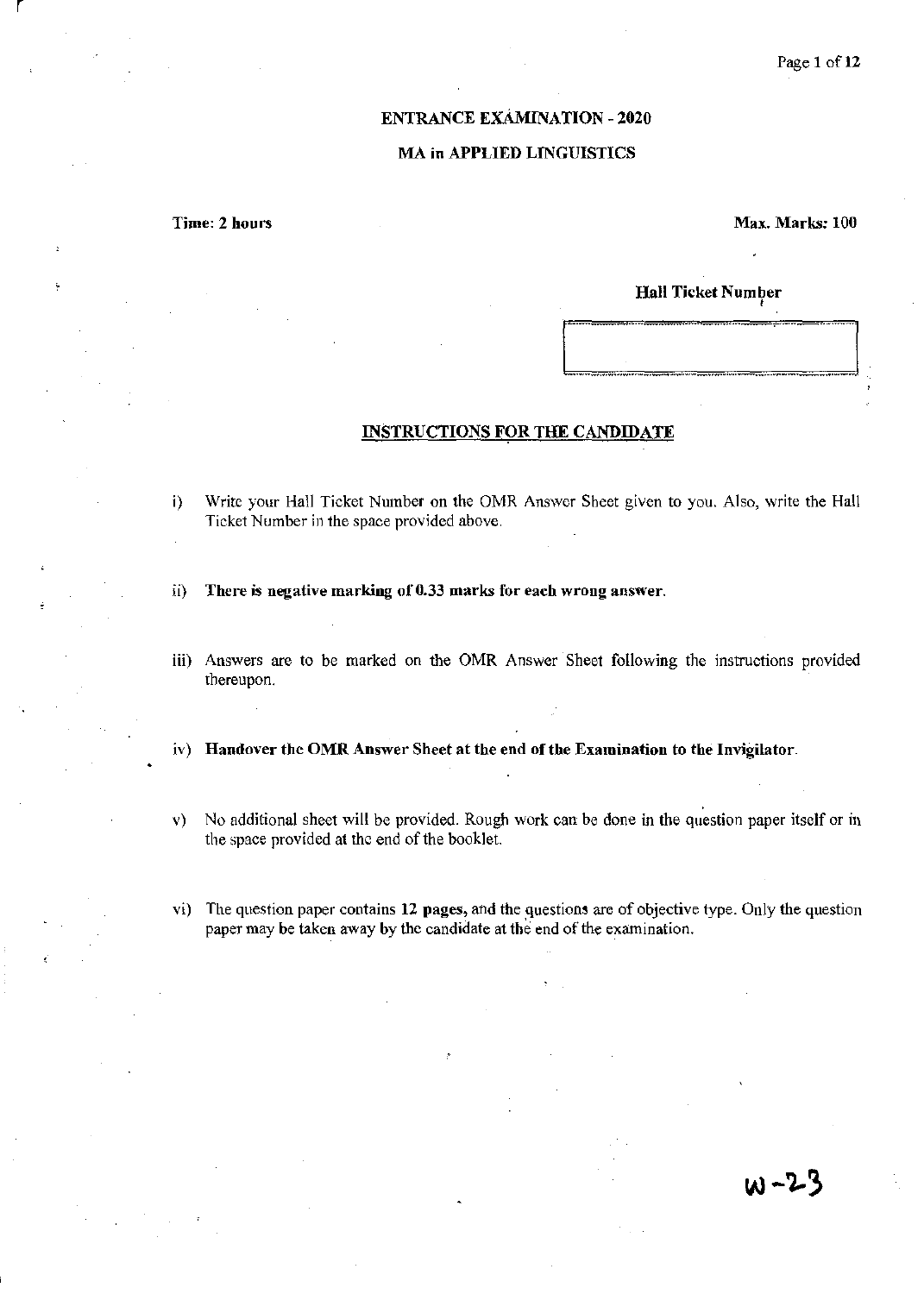# ENTRANCE EXAMINATION - 2020

## MA in APPLIED LINGUISTICS

**Time: 2 hours** **Max. Marks: 100**

**Hall Ticket Number**

| |
|---|
| |

### INSTRUCTIONS FOR THE CANDIDATE

i) Write your Hall Ticket Number on the OMR Answer Sheet given to you. Also, write the Hall Ticket Number in the space provided above.

ii) **There is negative marking of 0.33 marks for each wrong answer.**

iii) Answers are to be marked on the OMR Answer Sheet following the instructions provided thereupon.

iv) **Handover the OMR Answer Sheet at the end of the Examination to the Invigilator.**

v) No additional sheet will be provided. Rough work can be done in the question paper itself or in the space provided at the end of the booklet.

vi) The question paper contains **12 pages,** and the questions are of objective type. Only the question paper may be taken away by the candidate at the end of the examination.

W-23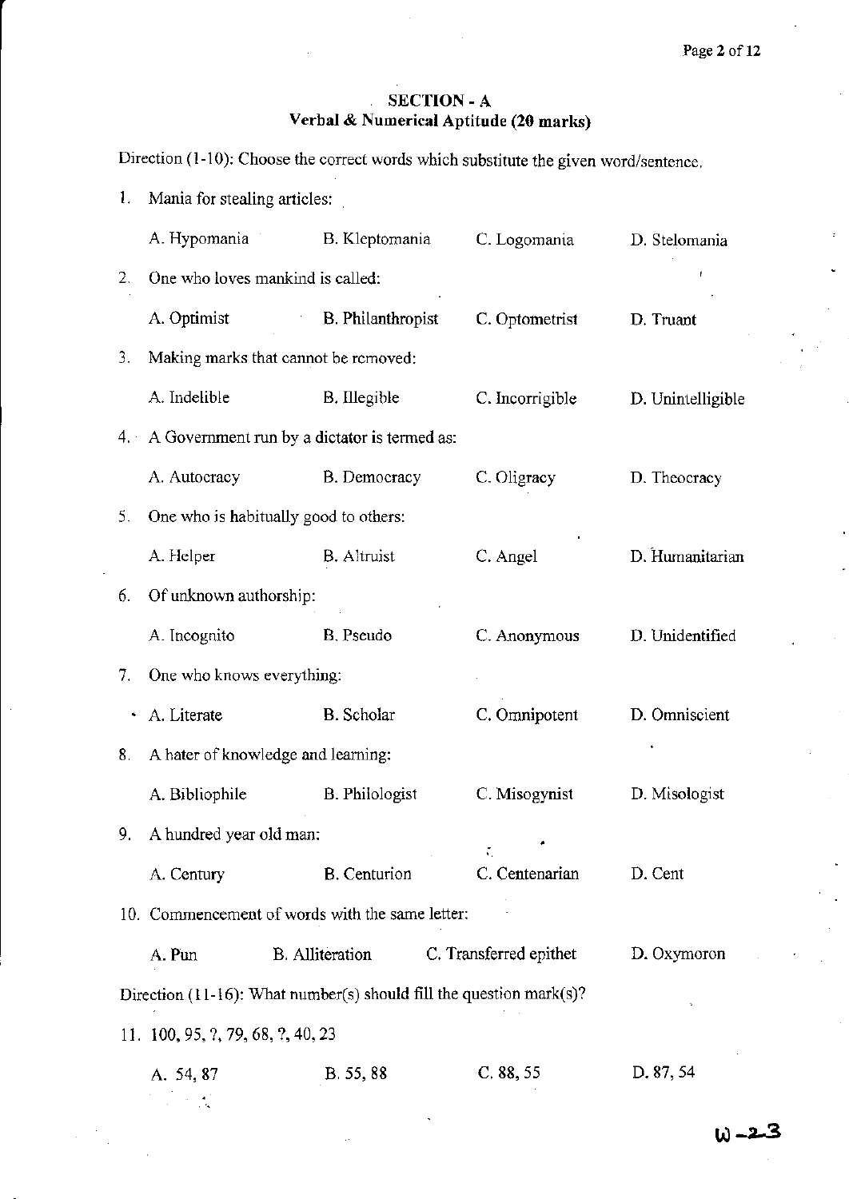## SECTION - A
### Verbal & Numerical Aptitude (20 marks)

Direction (1-10): Choose the correct words which substitute the given word/sentence.

1. Mania for stealing articles:

   A. Hypomania B. Kleptomania C. Logomania D. Stelomania

2. One who loves mankind is called:

   A. Optimist B. Philanthropist C. Optometrist D. Truant

3. Making marks that cannot be removed:

   A. Indelible B. Illegible C. Incorrigible D. Unintelligible

4. A Government run by a dictator is termed as:

   A. Autocracy B. Democracy C. Oligracy D. Theocracy

5. One who is habitually good to others:

   A. Helper B. Altruist C. Angel D. Humanitarian

6. Of unknown authorship:

   A. Incognito B. Pseudo C. Anonymous D. Unidentified

7. One who knows everything:

   A. Literate B. Scholar C. Omnipotent D. Omniscient

8. A hater of knowledge and learning:

   A. Bibliophile B. Philologist C. Misogynist D. Misologist

9. A hundred year old man:

   A. Century B. Centurion C. Centenarian D. Cent

10. Commencement of words with the same letter:

    A. Pun B. Alliteration C. Transferred epithet D. Oxymoron

Direction (11-16): What number(s) should fill the question mark(s)?

11. 100, 95, ?, 79, 68, ?, 40, 23

    A. 54, 87 B. 55, 88 C. 88, 55 D. 87, 54

W-23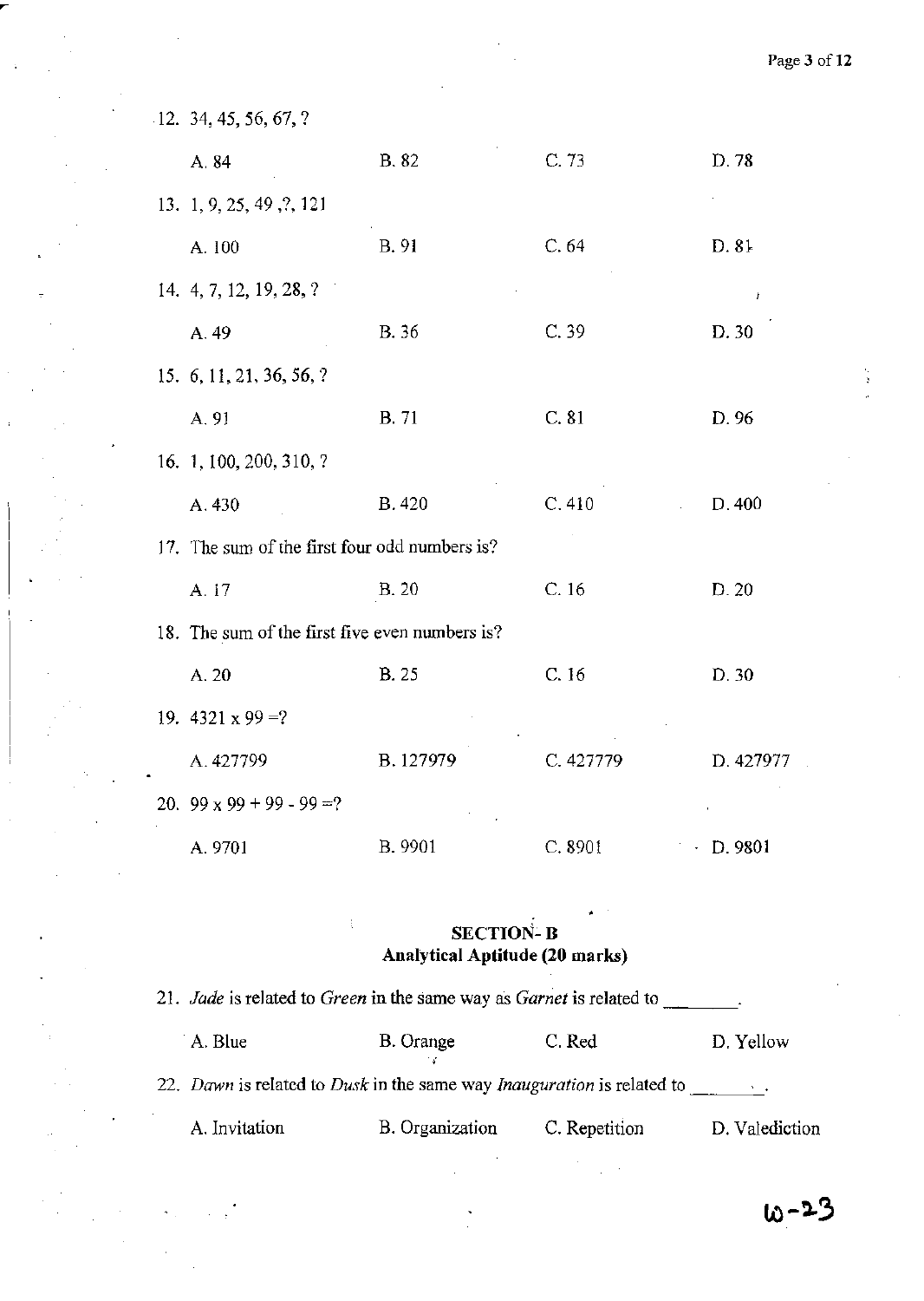12. 34, 45, 56, 67, ?

A. 84 B. 82 C. 73 D. 78

13. 1, 9, 25, 49 ,?, 121

A. 100 B. 91 C. 64 D. 81

14. 4, 7, 12, 19, 28, ?

A. 49 B. 36 C. 39 D. 30

15. 6, 11, 21, 36, 56, ?

A. 91 B. 71 C. 81 D. 96

16. 1, 100, 200, 310, ?

A. 430 B. 420 C. 410 D. 400

17. The sum of the first four odd numbers is?

A. 17 B. 20 C. 16 D. 20

18. The sum of the first five even numbers is?

A. 20 B. 25 C. 16 D. 30

19. 4321 x 99 =?

A. 427799 B. 127979 C. 427779 D. 427977

20. 99 x 99 + 99 - 99 =?

A. 9701 B. 9901 C. 8901 D. 9801

## SECTION- B
### Analytical Aptitude (20 marks)

21. *Jade* is related to *Green* in the same way as *Garnet* is related to ________.

A. Blue B. Orange C. Red D. Yellow

22. *Dawn* is related to *Dusk* in the same way *Inauguration* is related to ________.

A. Invitation B. Organization C. Repetition D. Valediction

W-23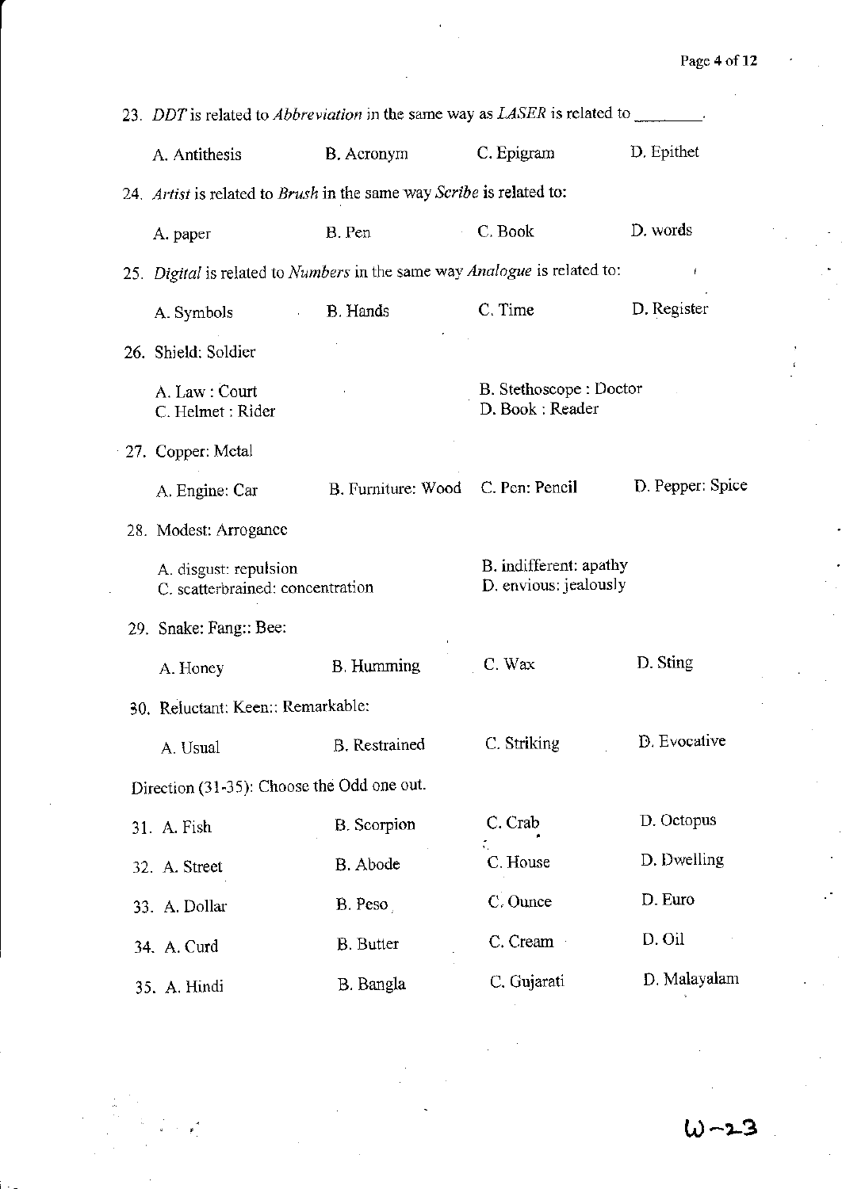23. *DDT* is related to *Abbreviation* in the same way as *LASER* is related to ________.

A. Antithesis  B. Acronym  C. Epigram  D. Epithet

24. *Artist* is related to *Brush* in the same way *Scribe* is related to:

A. paper  B. Pen  C. Book  D. words

25. *Digital* is related to *Numbers* in the same way *Analogue* is related to:

A. Symbols  B. Hands  C. Time  D. Register

26. Shield: Soldier

A. Law : Court  B. Stethoscope : Doctor
C. Helmet : Rider  D. Book : Reader

27. Copper: Metal

A. Engine: Car  B. Furniture: Wood  C. Pen: Pencil  D. Pepper: Spice

28. Modest: Arrogance

A. disgust: repulsion  B. indifferent: apathy
C. scatterbrained: concentration  D. envious: jealously

29. Snake: Fang:: Bee:

A. Honey  B. Humming  C. Wax  D. Sting

30. Reluctant: Keen:: Remarkable:

A. Usual  B. Restrained  C. Striking  D. Evocative

Direction (31-35): Choose the Odd one out.

31. A. Fish  B. Scorpion  C. Crab  D. Octopus

32. A. Street  B. Abode  C. House  D. Dwelling

33. A. Dollar  B. Peso  C. Ounce  D. Euro

34. A. Curd  B. Butter  C. Cream  D. Oil

35. A. Hindi  B. Bangla  C. Gujarati  D. Malayalam

W-23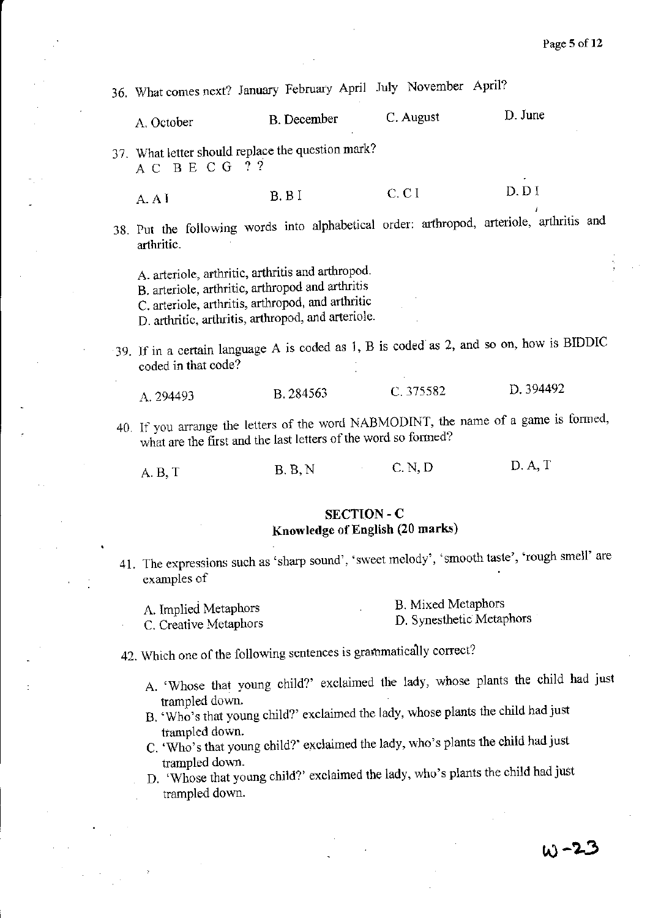36. What comes next? January February April July November April?

   A. October B. December C. August D. June

37. What letter should replace the question mark?
   A C B E C G ? ?

   A. A I B. B I C. C I D. D I

38. Put the following words into alphabetical order: arthropod, arteriole, arthritis and arthritic.

   A. arteriole, arthritic, arthritis and arthropod.
   B. arteriole, arthritic, arthropod and arthritis
   C. arteriole, arthritis, arthropod, and arthritic
   D. arthritic, arthritis, arthropod, and arteriole.

39. If in a certain language A is coded as 1, B is coded as 2, and so on, how is BIDDIC coded in that code?

   A. 294493 B. 284563 C. 375582 D. 394492

40. If you arrange the letters of the word NABMODINT, the name of a game is formed, what are the first and the last letters of the word so formed?

   A. B, T B. B, N C. N, D D. A, T

## SECTION - C
### Knowledge of English (20 marks)

41. The expressions such as 'sharp sound', 'sweet melody', 'smooth taste', 'rough smell' are examples of

   A. Implied Metaphors B. Mixed Metaphors
   C. Creative Metaphors D. Synesthetic Metaphors

42. Which one of the following sentences is grammatically correct?

   A. 'Whose that young child?' exclaimed the lady, whose plants the child had just trampled down.
   B. 'Who's that young child?' exclaimed the lady, whose plants the child had just trampled down.
   C. 'Who's that young child?' exclaimed the lady, who's plants the child had just trampled down.
   D. 'Whose that young child?' exclaimed the lady, who's plants the child had just trampled down.

W-23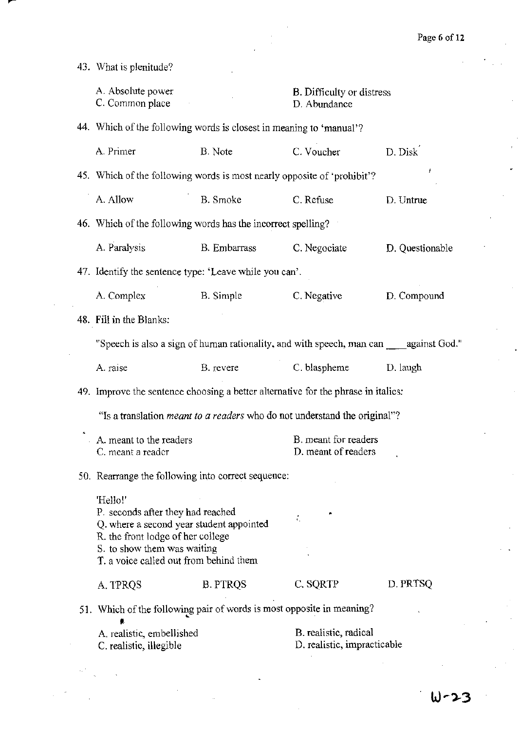43. What is plenitude?

A. Absolute power
B. Difficulty or distress
C. Common place
D. Abundance

44. Which of the following words is closest in meaning to 'manual'?

A. Primer
B. Note
C. Voucher
D. Disk

45. Which of the following words is most nearly opposite of 'prohibit'?

A. Allow
B. Smoke
C. Refuse
D. Untrue

46. Which of the following words has the incorrect spelling?

A. Paralysis
B. Embarrass
C. Negociate
D. Questionable

47. Identify the sentence type: 'Leave while you can'.

A. Complex
B. Simple
C. Negative
D. Compound

48. Fill in the Blanks:

"Speech is also a sign of human rationality, and with speech, man can ____ against God."

A. raise
B. revere
C. blaspheme
D. laugh

49. Improve the sentence choosing a better alternative for the phrase in italics:

"Is a translation *meant to a readers* who do not understand the original"?

A. meant to the readers
B. meant for readers
C. meant a reader
D. meant of readers

50. Rearrange the following into correct sequence:

'Hello!'
P. seconds after they had reached
Q. where a second year student appointed
R. the front lodge of her college
S. to show them was waiting
T. a voice called out from behind them

A. TPRQS
B. PTRQS
C. SQRTP
D. PRTSQ

51. Which of the following pair of words is most opposite in meaning?

A. realistic, embellished
B. realistic, radical
C. realistic, illegible
D. realistic, impracticable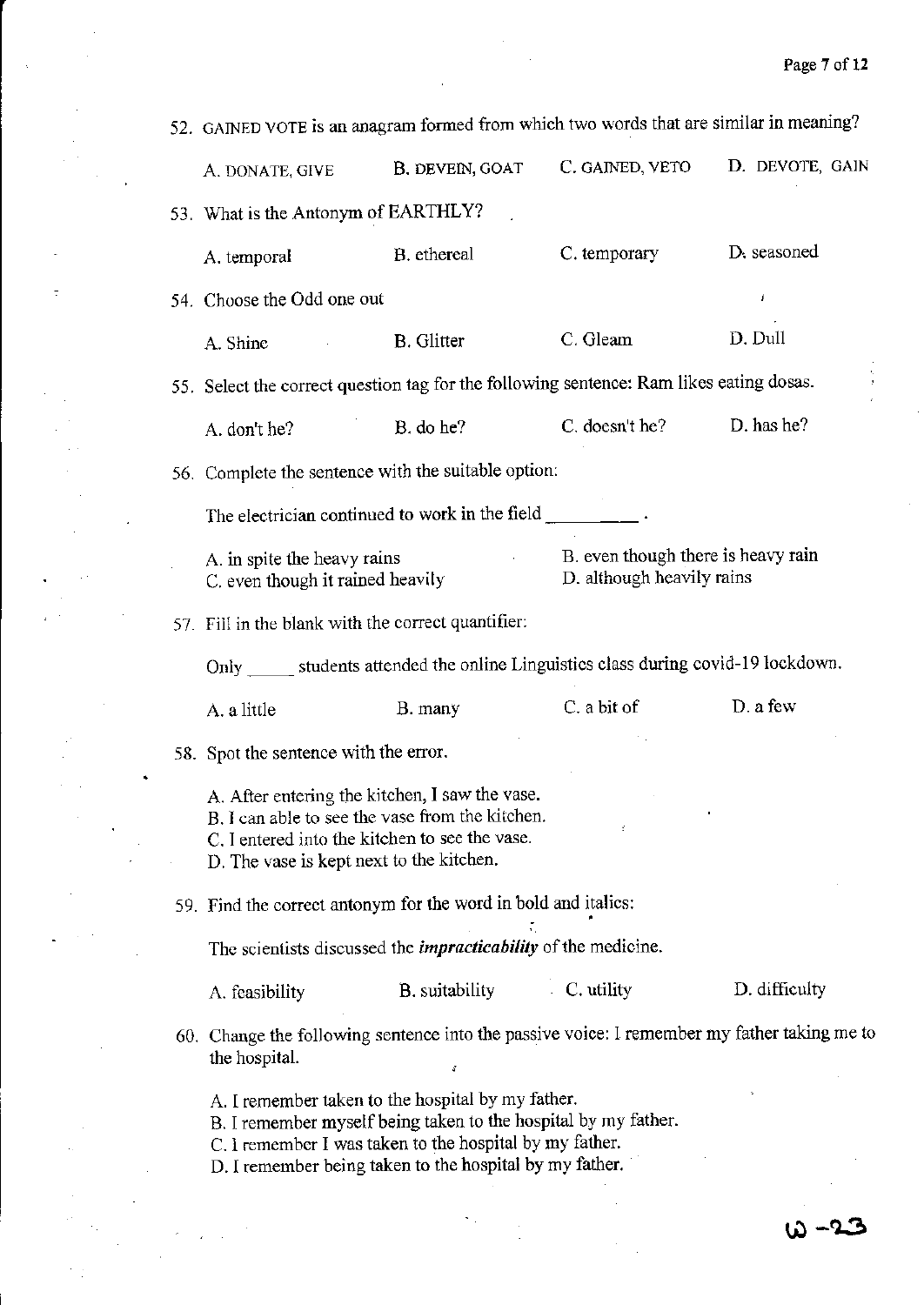52. GAINED VOTE is an anagram formed from which two words that are similar in meaning?

    A. DONATE, GIVE B. DEVEIN, GOAT C. GAINED, VETO D. DEVOTE, GAIN

53. What is the Antonym of EARTHLY?

    A. temporal B. ethereal C. temporary D. seasoned

54. Choose the Odd one out

    A. Shine B. Glitter C. Gleam D. Dull

55. Select the correct question tag for the following sentence: Ram likes eating dosas.

    A. don't he? B. do he? C. doesn't he? D. has he?

56. Complete the sentence with the suitable option:

    The electrician continued to work in the field __________.

    A. in spite the heavy rains
    B. even though there is heavy rain
    C. even though it rained heavily
    D. although heavily rains

57. Fill in the blank with the correct quantifier:

    Only _____ students attended the online Linguistics class during covid-19 lockdown.

    A. a little B. many C. a bit of D. a few

58. Spot the sentence with the error.

    A. After entering the kitchen, I saw the vase.
    B. I can able to see the vase from the kitchen.
    C. I entered into the kitchen to see the vase.
    D. The vase is kept next to the kitchen.

59. Find the correct antonym for the word in bold and italics:

    The scientists discussed the ***impracticability*** of the medicine.

    A. feasibility B. suitability C. utility D. difficulty

60. Change the following sentence into the passive voice: I remember my father taking me to the hospital.

    A. I remember taken to the hospital by my father.
    B. I remember myself being taken to the hospital by my father.
    C. I remember I was taken to the hospital by my father.
    D. I remember being taken to the hospital by my father.

W-23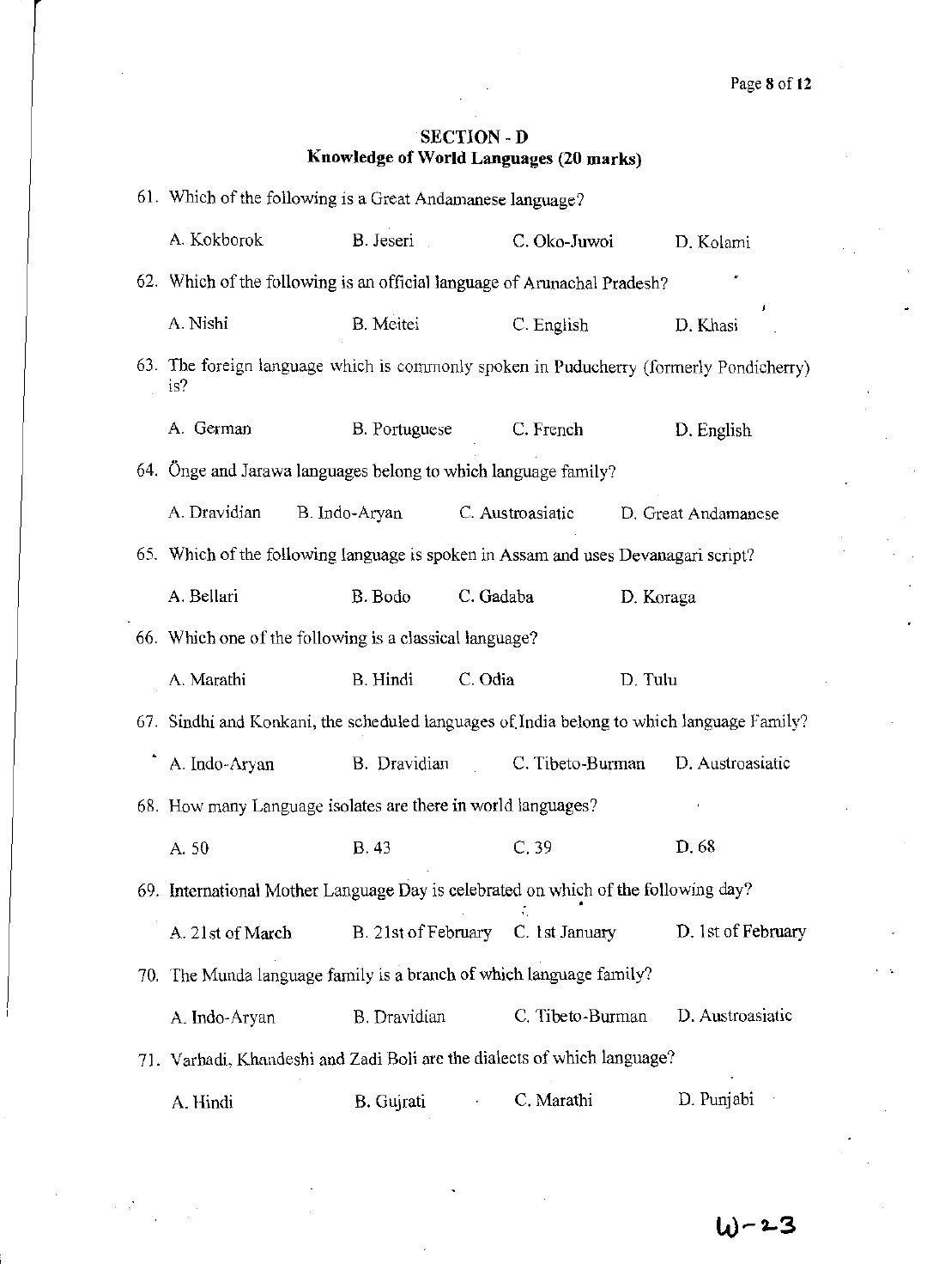## SECTION - D
## Knowledge of World Languages (20 marks)

61. Which of the following is a Great Andamanese language?

A. Kokborok B. Jeseri C. Oko-Juwoi D. Kolami

62. Which of the following is an official language of Arunachal Pradesh?

A. Nishi B. Meitei C. English D. Khasi

63. The foreign language which is commonly spoken in Puducherry (formerly Pondicherry) is?

A. German B. Portuguese C. French D. English

64. Önge and Jarawa languages belong to which language family?

A. Dravidian B. Indo-Aryan C. Austroasiatic D. Great Andamanese

65. Which of the following language is spoken in Assam and uses Devanagari script?

A. Bellari B. Bodo C. Gadaba D. Koraga

66. Which one of the following is a classical language?

A. Marathi B. Hindi C. Odia D. Tulu

67. Sindhi and Konkani, the scheduled languages of India belong to which language Family?

A. Indo-Aryan B. Dravidian C. Tibeto-Burman D. Austroasiatic

68. How many Language isolates are there in world languages?

A. 50 B. 43 C. 39 D. 68

69. International Mother Language Day is celebrated on which of the following day?

A. 21st of March B. 21st of February C. 1st January D. 1st of February

70. The Munda language family is a branch of which language family?

A. Indo-Aryan B. Dravidian C. Tibeto-Burman D. Austroasiatic

71. Varhadi, Khandeshi and Zadi Boli are the dialects of which language?

A. Hindi B. Gujrati C. Marathi D. Punjabi

W-23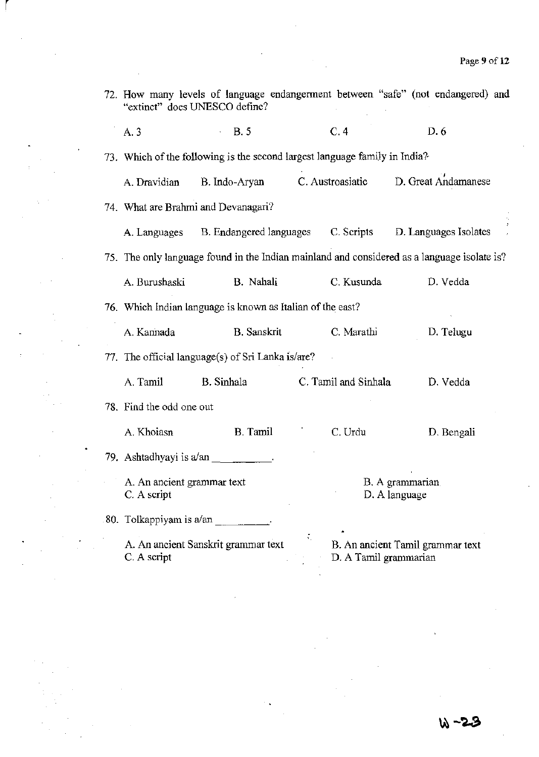72. How many levels of language endangerment between "safe" (not endangered) and "extinct" does UNESCO define?

    A. 3    B. 5    C. 4    D. 6

73. Which of the following is the second largest language family in India?

    A. Dravidian    B. Indo-Aryan    C. Austroasiatic    D. Great Andamanese

74. What are Brahmi and Devanagari?

    A. Languages    B. Endangered languages    C. Scripts    D. Languages Isolates

75. The only language found in the Indian mainland and considered as a language isolate is?

    A. Burushaski    B. Nahali    C. Kusunda    D. Vedda

76. Which Indian language is known as Italian of the east?

    A. Kannada    B. Sanskrit    C. Marathi    D. Telugu

77. The official language(s) of Sri Lanka is/are?

    A. Tamil    B. Sinhala    C. Tamil and Sinhala    D. Vedda

78. Find the odd one out

    A. Khoiasn    B. Tamil    C. Urdu    D. Bengali

79. Ashtadhyayi is a/an __________.

    A. An ancient grammar text    B. A grammarian
    C. A script    D. A language

80. Tolkappiyam is a/an __________.

    A. An ancient Sanskrit grammar text    B. An ancient Tamil grammar text
    C. A script    D. A Tamil grammarian

W-23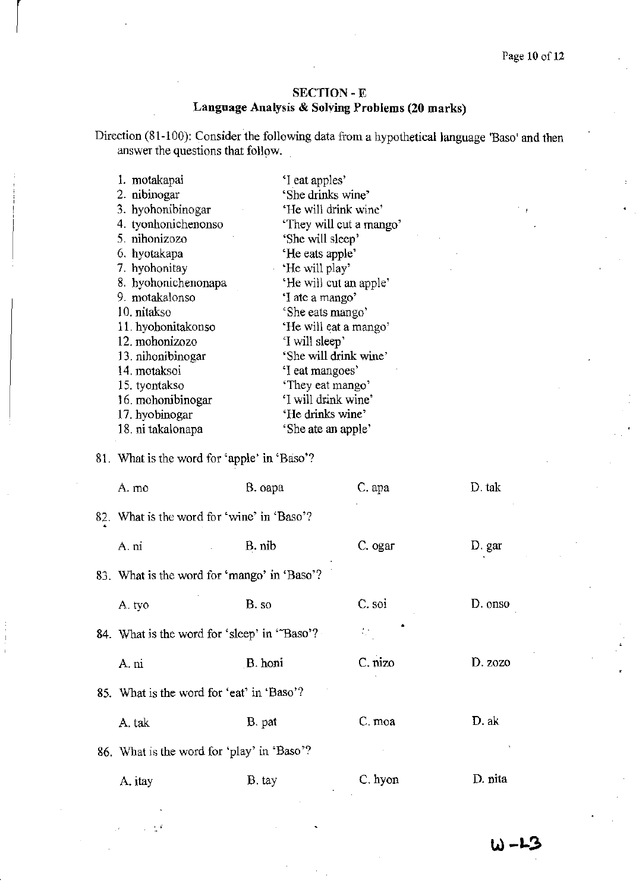## SECTION - E

### Language Analysis & Solving Problems (20 marks)

Direction (81-100): Consider the following data from a hypothetical language 'Baso' and then answer the questions that follow.

| | |
|---|---|
| 1. motakapai | 'I eat apples' |
| 2. nibinogar | 'She drinks wine' |
| 3. hyohonibinogar | 'He will drink wine' |
| 4. tyonhonichenonso | 'They will cut a mango' |
| 5. nihonizozo | 'She will sleep' |
| 6. hyotakapa | 'He eats apple' |
| 7. hyohonitay | 'He will play' |
| 8. hyohonichenonapa | 'He will cut an apple' |
| 9. motakalonso | 'I ate a mango' |
| 10. nitakso | 'She eats mango' |
| 11. hyohonitakonso | 'He will eat a mango' |
| 12. mohonizozo | 'I will sleep' |
| 13. nihonibinogar | 'She will drink wine' |
| 14. motaksoi | 'I eat mangoes' |
| 15. tyontakso | 'They eat mango' |
| 16. mohonibinogar | 'I will drink wine' |
| 17. hyobinogar | 'He drinks wine' |
| 18. ni takalonapa | 'She ate an apple' |

81. What is the word for 'apple' in 'Baso'?

A. mo B. oapa C. apa D. tak

82. What is the word for 'wine' in 'Baso'?

A. ni B. nib C. ogar D. gar

83. What is the word for 'mango' in 'Baso'?

A. tyo B. so C. soi D. onso

84. What is the word for 'sleep' in 'Baso'?

A. ni B. honi C. nizo D. zozo

85. What is the word for 'eat' in 'Baso'?

A. tak B. pat C. moa D. ak

86. What is the word for 'play' in 'Baso'?

A. itay B. tay C. hyon D. nita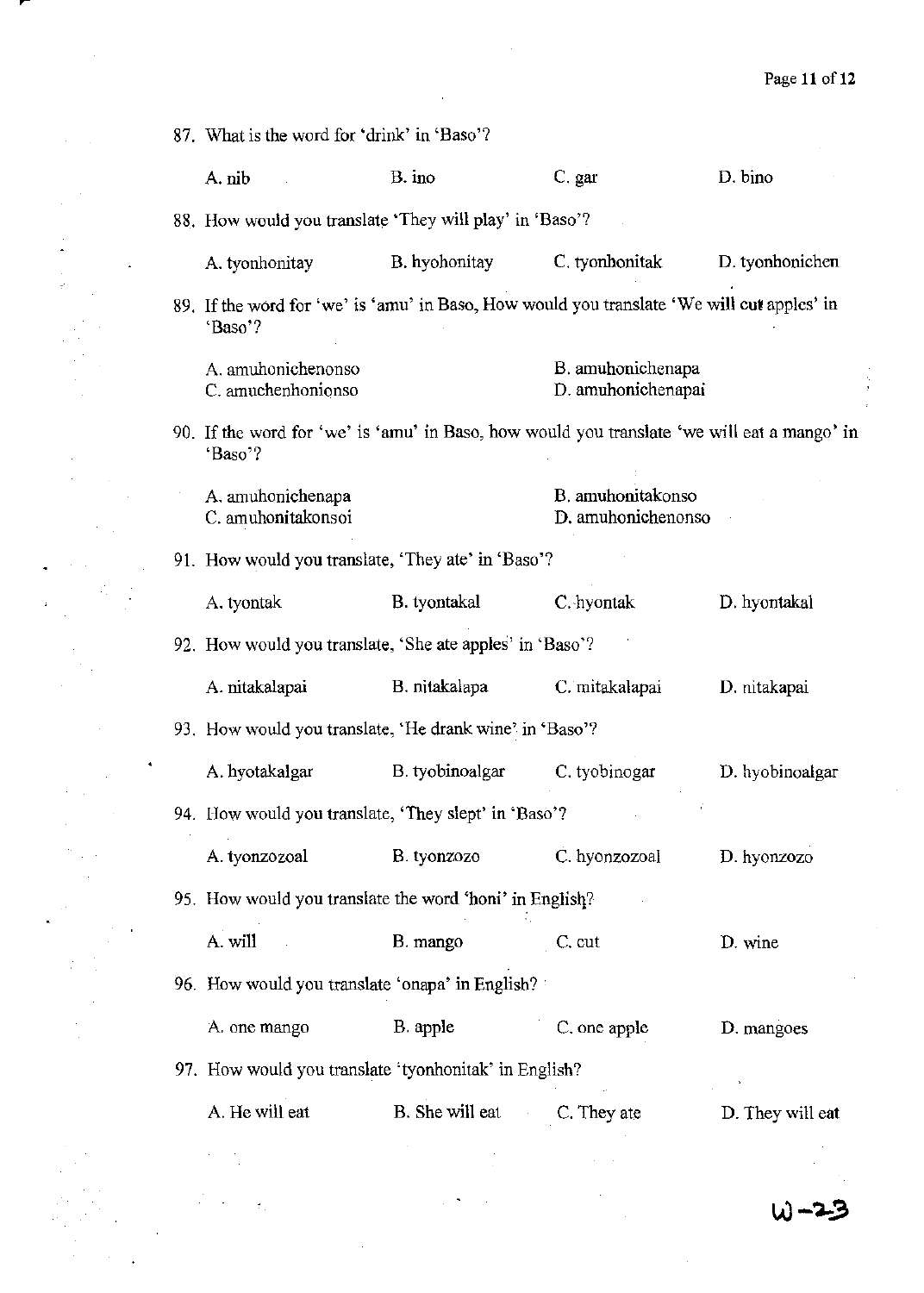87. What is the word for 'drink' in 'Baso'?

   A. nib  B. ino  C. gar  D. bino

88. How would you translate 'They will play' in 'Baso'?

   A. tyonhonitay  B. hyohonitay  C. tyonhonitak  D. tyonhonichen

89. If the word for 'we' is 'amu' in Baso, How would you translate 'We will cut apples' in 'Baso'?

   A. amuhonichenonso  B. amuhonichenapa
   C. amuchenhonionso  D. amuhonichenapai

90. If the word for 'we' is 'amu' in Baso, how would you translate 'we will eat a mango' in 'Baso'?

   A. amuhonichenapa  B. amuhonitakonso
   C. amuhonitakonsoi  D. amuhonichenonso

91. How would you translate, 'They ate' in 'Baso'?

   A. tyontak  B. tyontakal  C. hyontak  D. hyontakal

92. How would you translate, 'She ate apples' in 'Baso'?

   A. nitakalapai  B. nitakalapa  C. mitakalapai  D. nitakapai

93. How would you translate, 'He drank wine' in 'Baso'?

   A. hyotakalgar  B. tyobinoalgar  C. tyobinogar  D. hyobinoalgar

94. How would you translate, 'They slept' in 'Baso'?

   A. tyonzozoal  B. tyonzozo  C. hyonzozoal  D. hyonzozo

95. How would you translate the word 'honi' in English?

   A. will  B. mango  C. cut  D. wine

96. How would you translate 'onapa' in English?

   A. one mango  B. apple  C. one apple  D. mangoes

97. How would you translate 'tyonhonitak' in English?

   A. He will eat  B. She will eat  C. They ate  D. They will eat

W-23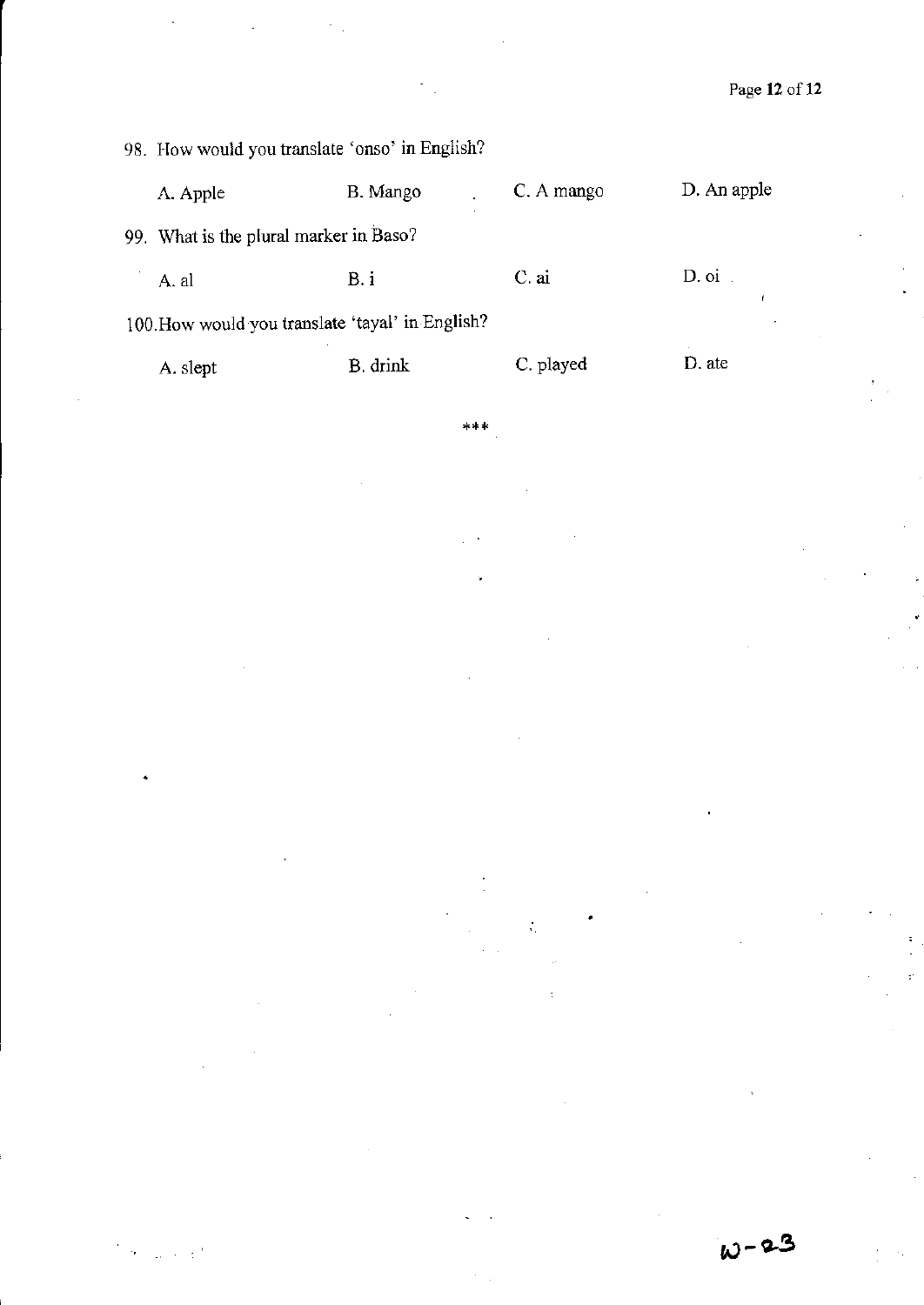98. How would you translate 'onso' in English?

    A. Apple  B. Mango  C. A mango  D. An apple

99. What is the plural marker in Baso?

    A. al  B. i  C. ai  D. oi

100. How would you translate 'tayal' in English?

    A. slept  B. drink  C. played  D. ate

***

W-23